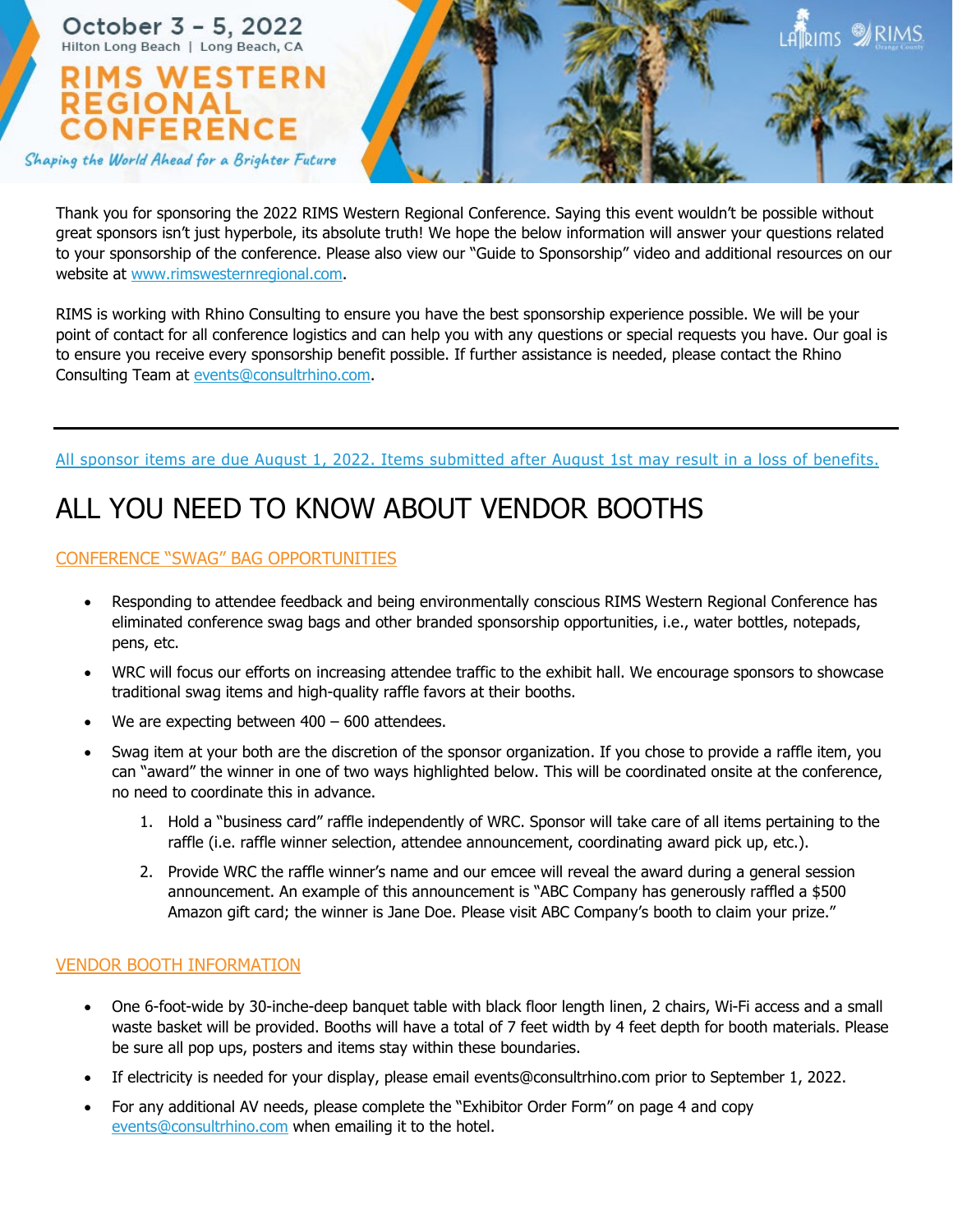October 3 – 5, 2022
Hilton Long Beach | Long Beach, CA

# RIMS WESTERN REGIONAL CONFERENCE

*Shaping the World Ahead for a Brighter Future*

Thank you for sponsoring the 2022 RIMS Western Regional Conference. Saying this event wouldn't be possible without great sponsors isn't just hyperbole, its absolute truth! We hope the below information will answer your questions related to your sponsorship of the conference. Please also view our "Guide to Sponsorship" video and additional resources on our website at [www.rimswesternregional.com](www.rimswesternregional.com).

RIMS is working with Rhino Consulting to ensure you have the best sponsorship experience possible. We will be your point of contact for all conference logistics and can help you with any questions or special requests you have. Our goal is to ensure you receive every sponsorship benefit possible. If further assistance is needed, please contact the Rhino Consulting Team at [events@consultrhino.com](mailto:events@consultrhino.com).

---

All sponsor items are due August 1, 2022. Items submitted after August 1st may result in a loss of benefits.

# ALL YOU NEED TO KNOW ABOUT VENDOR BOOTHS

## CONFERENCE "SWAG" BAG OPPORTUNITIES

- Responding to attendee feedback and being environmentally conscious RIMS Western Regional Conference has eliminated conference swag bags and other branded sponsorship opportunities, i.e., water bottles, notepads, pens, etc.
- WRC will focus our efforts on increasing attendee traffic to the exhibit hall. We encourage sponsors to showcase traditional swag items and high-quality raffle favors at their booths.
- We are expecting between 400 – 600 attendees.
- Swag item at your both are the discretion of the sponsor organization. If you chose to provide a raffle item, you can "award" the winner in one of two ways highlighted below. This will be coordinated onsite at the conference, no need to coordinate this in advance.
    1. Hold a "business card" raffle independently of WRC. Sponsor will take care of all items pertaining to the raffle (i.e. raffle winner selection, attendee announcement, coordinating award pick up, etc.).
    2. Provide WRC the raffle winner's name and our emcee will reveal the award during a general session announcement. An example of this announcement is "ABC Company has generously raffled a $500 Amazon gift card; the winner is Jane Doe. Please visit ABC Company's booth to claim your prize."

## VENDOR BOOTH INFORMATION

- One 6-foot-wide by 30-inche-deep banquet table with black floor length linen, 2 chairs, Wi-Fi access and a small waste basket will be provided. Booths will have a total of 7 feet width by 4 feet depth for booth materials. Please be sure all pop ups, posters and items stay within these boundaries.
- If electricity is needed for your display, please email events@consultrhino.com prior to September 1, 2022.
- For any additional AV needs, please complete the "Exhibitor Order Form" on page 4 and copy [events@consultrhino.com](mailto:events@consultrhino.com) when emailing it to the hotel.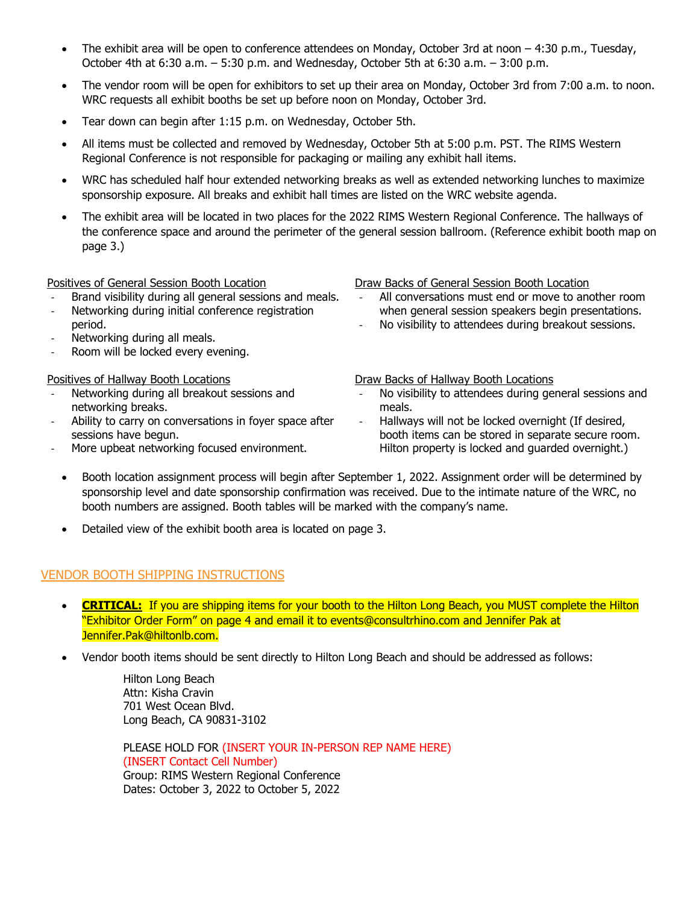- The exhibit area will be open to conference attendees on Monday, October 3rd at noon – 4:30 p.m., Tuesday, October 4th at 6:30 a.m. – 5:30 p.m. and Wednesday, October 5th at 6:30 a.m. – 3:00 p.m.
- The vendor room will be open for exhibitors to set up their area on Monday, October 3rd from 7:00 a.m. to noon. WRC requests all exhibit booths be set up before noon on Monday, October 3rd.
- Tear down can begin after 1:15 p.m. on Wednesday, October 5th.
- All items must be collected and removed by Wednesday, October 5th at 5:00 p.m. PST. The RIMS Western Regional Conference is not responsible for packaging or mailing any exhibit hall items.
- WRC has scheduled half hour extended networking breaks as well as extended networking lunches to maximize sponsorship exposure. All breaks and exhibit hall times are listed on the WRC website agenda.
- The exhibit area will be located in two places for the 2022 RIMS Western Regional Conference. The hallways of the conference space and around the perimeter of the general session ballroom. (Reference exhibit booth map on page 3.)

<u>Positives of General Session Booth Location</u>

- Brand visibility during all general sessions and meals.
- Networking during initial conference registration period.
- Networking during all meals.
- Room will be locked every evening.

<u>Draw Backs of General Session Booth Location</u>

- All conversations must end or move to another room when general session speakers begin presentations.
- No visibility to attendees during breakout sessions.

<u>Positives of Hallway Booth Locations</u>

- Networking during all breakout sessions and networking breaks.
- Ability to carry on conversations in foyer space after sessions have begun.
- More upbeat networking focused environment.

<u>Draw Backs of Hallway Booth Locations</u>

- No visibility to attendees during general sessions and meals.
- Hallways will not be locked overnight (If desired, booth items can be stored in separate secure room. Hilton property is locked and guarded overnight.)

- Booth location assignment process will begin after September 1, 2022. Assignment order will be determined by sponsorship level and date sponsorship confirmation was received. Due to the intimate nature of the WRC, no booth numbers are assigned. Booth tables will be marked with the company's name.
- Detailed view of the exhibit booth area is located on page 3.

## VENDOR BOOTH SHIPPING INSTRUCTIONS

- **CRITICAL:** If you are shipping items for your booth to the Hilton Long Beach, you MUST complete the Hilton "Exhibitor Order Form" on page 4 and email it to events@consultrhino.com and Jennifer Pak at Jennifer.Pak@hiltonlb.com.
- Vendor booth items should be sent directly to Hilton Long Beach and should be addressed as follows:

  Hilton Long Beach
  Attn: Kisha Cravin
  701 West Ocean Blvd.
  Long Beach, CA 90831-3102

  PLEASE HOLD FOR (INSERT YOUR IN-PERSON REP NAME HERE)
  (INSERT Contact Cell Number)
  Group: RIMS Western Regional Conference
  Dates: October 3, 2022 to October 5, 2022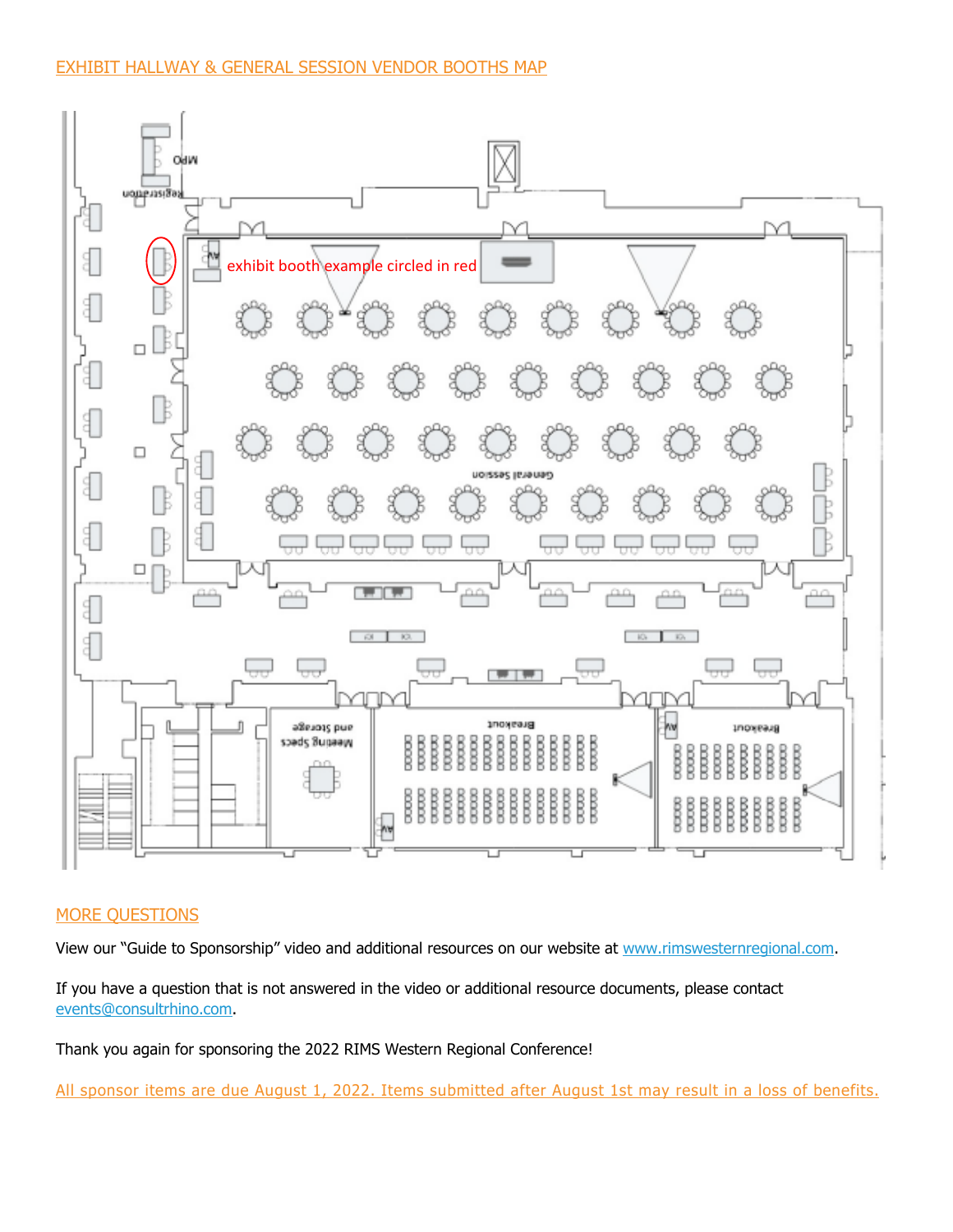## EXHIBIT HALLWAY & GENERAL SESSION VENDOR BOOTHS MAP

exhibit booth example circled in red

## MORE QUESTIONS

View our "Guide to Sponsorship" video and additional resources on our website at www.rimswesternregional.com.

If you have a question that is not answered in the video or additional resource documents, please contact events@consultrhino.com.

Thank you again for sponsoring the 2022 RIMS Western Regional Conference!

All sponsor items are due August 1, 2022. Items submitted after August 1st may result in a loss of benefits.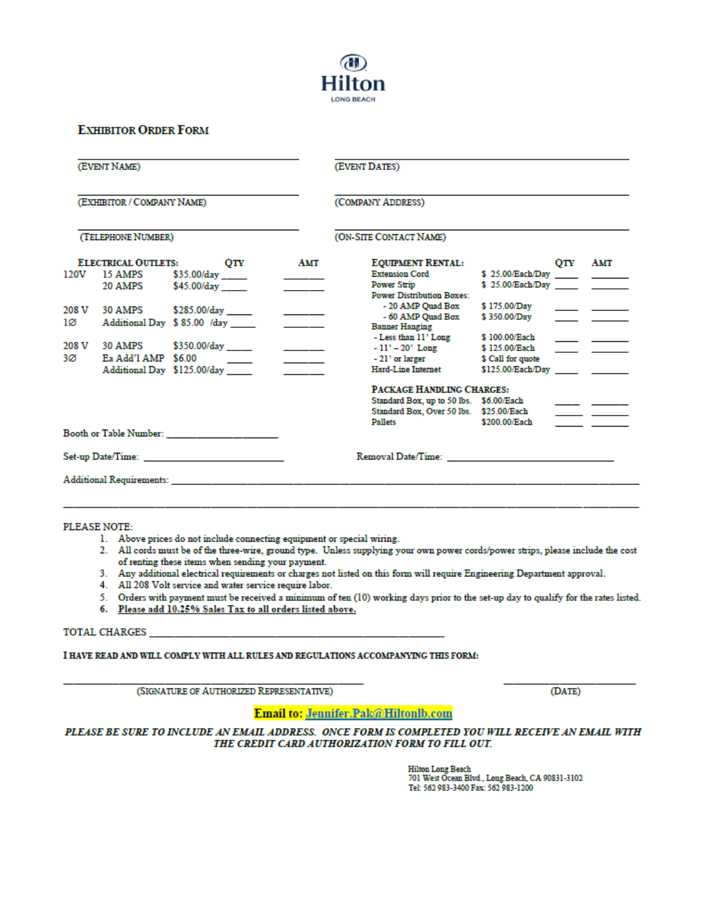Hilton
LONG BEACH

## EXHIBITOR ORDER FORM

(EVENT NAME) ______________________ (EVENT DATES) ______________________

(EXHIBITOR / COMPANY NAME) ______________________ (COMPANY ADDRESS) ______________________

(TELEPHONE NUMBER) ______________________ (ON-SITE CONTACT NAME) ______________________

**ELECTRICAL OUTLETS:**

| | | Rate | QTY | AMT |
|---|---|---|---|---|
| 120V | 15 AMPS | $35.00/day | _____ | _______ |
| | 20 AMPS | $45.00/day | _____ | _______ |
| 208 V | 30 AMPS | $285.00/day | _____ | _______ |
| 1Ø | Additional Day | $ 85.00 /day | _____ | _______ |
| 208 V | 30 AMPS | $350.00/day | _____ | _______ |
| 3Ø | Ea Add'l AMP | $6.00 | _____ | _______ |
| | Additional Day | $125.00/day | _____ | _______ |

**EQUIPMENT RENTAL:**

| Item | Rate | QTY | AMT |
|---|---|---|---|
| Extension Cord | $ 25.00/Each/Day | ____ | ______ |
| Power Strip | $ 25.00/Each/Day | ____ | ______ |
| Power Distribution Boxes: | | | |
| - 20 AMP Quad Box | $ 175.00/Day | ____ | ______ |
| - 60 AMP Quad Box | $ 350.00/Day | ____ | ______ |
| Banner Hanging | | | |
| - Less than 11' Long | $ 100.00/Each | ____ | ______ |
| - 11' – 20' Long | $ 125.00/Each | ____ | ______ |
| - 21' or larger | $ Call for quote | | |
| Hard-Line Internet | $125.00/Each/Day | ____ | ______ |

**PACKAGE HANDLING CHARGES:**

| Item | Rate | QTY | AMT |
|---|---|---|---|
| Standard Box, up to 50 lbs. | $6.00/Each | ____ | ______ |
| Standard Box, Over 50 lbs. | $25.00/Each | ____ | ______ |
| Pallets | $200.00/Each | ____ | ______ |

Booth or Table Number: ______________________

Set-up Date/Time: ______________________ Removal Date/Time: ______________________

Additional Requirements: ______________________________________________________________

______________________________________________________________

PLEASE NOTE:

1. Above prices do not include connecting equipment or special wiring.
2. All cords must be of the three-wire, ground type. Unless supplying your own power cords/power strips, please include the cost of renting these items when sending your payment.
3. Any additional electrical requirements or charges not listed on this form will require Engineering Department approval.
4. All 208 Volt service and water service require labor.
5. Orders with payment must be received a minimum of ten (10) working days prior to the set-up day to qualify for the rates listed.
6. <u>**Please add 10.25% Sales Tax to all orders listed above.**</u>

TOTAL CHARGES ______________________________________

**I HAVE READ AND WILL COMPLY WITH ALL RULES AND REGULATIONS ACCOMPANYING THIS FORM:**

______________________________________ (SIGNATURE OF AUTHORIZED REPRESENTATIVE) ______________ (DATE)

**Email to: Jennifer.Pak@Hiltonlb.com**

***PLEASE BE SURE TO INCLUDE AN EMAIL ADDRESS. ONCE FORM IS COMPLETED YOU WILL RECEIVE AN EMAIL WITH THE CREDIT CARD AUTHORIZATION FORM TO FILL OUT.***

Hilton Long Beach
701 West Ocean Blvd., Long Beach, CA 90831-3102
Tel: 562 983-3400 Fax: 562 983-1200